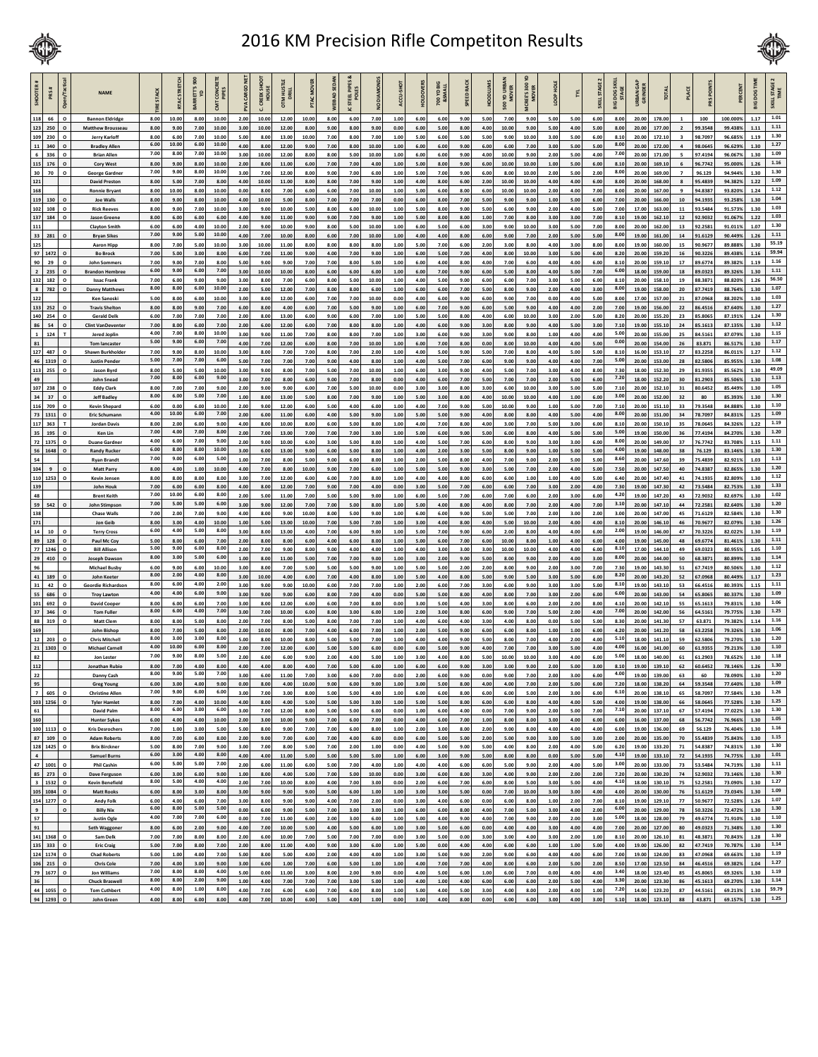# 2016 KM Precision Rifle Competiton Results

| SHOOTER # | PRS # | Open/Tactical | NAME | TIRE STACK | RTAG STRETCH | BARRETT'S 900 YD | CMT CONCRETE PIPES | PVA CARGO NET | C. CREEK SHOOT HOUSE | OTM HUSTLE DRILL | PTAC MOVER | WEB AD SEDAN | JC STEEL PIPES & POLES | NO DIAMONDS | ACCU-SHOT | HOLDOVERS | 700 YD BIG &SMALL | SPEED RACK | HOODLUMS | 500 YD URBAN MOVER | MCREE'S 300 YD MOVER | LOOP HOLE | TYL | SKILL STAGE 2 | BIG DOG SKILL STAGE | URBAN GAP GRINDER | TOTAL | PLACE | PRS POINTS | PERCENT | BIG DOG TIME | SKILL STAGE 2 TIME |
|---|---|---|---|---|---|---|---|---|---|---|---|---|---|---|---|---|---|---|---|---|---|---|---|---|---|---|---|---|---|---|---|---|
| 118 | 66 | O | Bannon Eldridge | 8.00 | 10.00 | 8.00 | 10.00 | 2.00 | 10.00 | 12.00 | 10.00 | 8.00 | 6.00 | 7.00 | 1.00 | 6.00 | 6.00 | 9.00 | 5.00 | 7.00 | 9.00 | 5.00 | 5.00 | 6.00 | 8.00 | 20.00 | 178.00 | 1 | 100 | 100.000% | 1.17 | 1.01 |
| 123 | 250 | O | Matthew Brousseau | 8.00 | 9.00 | 7.00 | 10.00 | 3.00 | 10.00 | 12.00 | 8.00 | 9.00 | 8.00 | 9.00 | 0.00 | 6.00 | 5.00 | 8.00 | 4.00 | 10.00 | 9.00 | 5.00 | 4.00 | 5.00 | 8.00 | 20.00 | 177.00 | 2 | 99.3548 | 99.438% | 1.11 | 1.11 |
| 109 | 230 | O | Jerry Karloff | 8.00 | 6.00 | 7.00 | 10.00 | 5.00 | 3.00 | 13.00 | 10.00 | 7.00 | 8.00 | 7.00 | 1.00 | 5.00 | 6.00 | 5.00 | 5.00 | 9.00 | 10.00 | 3.00 | 5.00 | 6.00 | 8.10 | 20.00 | 172.10 | 3 | 98.7097 | 96.685% | 1.19 | 1.30 |
| 11 | 340 | O | Bradley Allen | 6.00 | 10.00 | 6.00 | 10.00 | 4.00 | 8.00 | 12.00 | 9.00 | 7.00 | 8.00 | 10.00 | 1.00 | 6.00 | 6.00 | 9.00 | 6.00 | 6.00 | 7.00 | 3.00 | 5.00 | 5.00 | 8.00 | 20.00 | 172.00 | 4 | 98.0645 | 96.629% | 1.30 | 1.27 |
| 6 | 336 | O | Brian Allen | 7.00 | 8.00 | 7.00 | 10.00 | 3.00 | 10.00 | 12.00 | 8.00 | 8.00 | 5.00 | 10.00 | 1.00 | 6.00 | 6.00 | 9.00 | 4.00 | 10.00 | 9.00 | 2.00 | 5.00 | 4.00 | 7.00 | 20.00 | 171.00 | 5 | 97.4194 | 96.067% | 1.30 | 1.09 |
| 115 | 176 | O | Cory West | 8.00 | 9.00 | 8.00 | 10.00 | 2.00 | 8.00 | 11.00 | 6.00 | 7.00 | 7.00 | 4.00 | 1.00 | 5.00 | 8.00 | 9.00 | 6.00 | 10.00 | 10.00 | 1.00 | 5.00 | 6.00 | 8.10 | 20.00 | 169.10 | 6 | 96.7742 | 95.000% | 1.26 | 1.16 |
| 30 | 70 | O | George Gardner | 7.00 | 9.00 | 8.00 | 10.00 | 3.00 | 7.00 | 12.00 | 8.00 | 9.00 | 7.00 | 6.00 | 1.00 | 5.00 | 7.00 | 9.00 | 6.00 | 8.00 | 10.00 | 2.00 | 5.00 | 2.00 | 8.00 | 20.00 | 169.00 | 7 | 96.129 | 94.944% | 1.30 | 1.30 |
| 121 | | | David Preston | 8.00 | 5.00 | 7.00 | 8.00 | 4.00 | 10.00 | 11.00 | 8.00 | 8.00 | 7.00 | 9.00 | 1.00 | 4.00 | 8.00 | 6.00 | 2.00 | 10.00 | 10.00 | 4.00 | 4.00 | 6.00 | 8.00 | 20.00 | 168.00 | 8 | 95.4839 | 94.382% | 1.22 | 1.09 |
| 168 | | | Ronnie Bryant | 8.00 | 10.00 | 8.00 | 10.00 | 0.00 | 8.00 | 7.00 | 6.00 | 6.00 | 7.00 | 10.00 | 1.00 | 5.00 | 6.00 | 8.00 | 6.00 | 10.00 | 10.00 | 2.00 | 4.00 | 7.00 | 8.00 | 20.00 | 167.00 | 9 | 94.8387 | 93.820% | 1.24 | 1.12 |
| 119 | 130 | O | Joe Walls | 8.00 | 9.00 | 8.00 | 10.00 | 4.00 | 10.00 | 5.00 | 8.00 | 7.00 | 7.00 | 7.00 | 0.00 | 6.00 | 8.00 | 7.00 | 5.00 | 9.00 | 9.00 | 1.00 | 5.00 | 6.00 | 7.00 | 20.00 | 166.00 | 10 | 94.1935 | 93.258% | 1.30 | 1.04 |
| 102 | 108 | O | Rick Reeves | 8.00 | 9.00 | 7.00 | 10.00 | 3.00 | 9.00 | 10.00 | 5.00 | 8.00 | 6.00 | 10.00 | 1.00 | 5.00 | 8.00 | 9.00 | 5.00 | 6.00 | 9.00 | 2.00 | 4.00 | 5.00 | 7.00 | 17.00 | 163.00 | 11 | 93.5484 | 91.573% | 1.30 | 1.03 |
| 137 | 184 | O | Jason Greene | 8.00 | 6.00 | 6.00 | 6.00 | 4.00 | 9.00 | 11.00 | 9.00 | 9.00 | 7.00 | 9.00 | 1.00 | 5.00 | 8.00 | 8.00 | 1.00 | 7.00 | 8.00 | 3.00 | 3.00 | 7.00 | 8.10 | 19.00 | 162.10 | 12 | 92.9032 | 91.067% | 1.22 | 1.03 |
| 111 | | | Clayton Smith | 6.00 | 6.00 | 4.00 | 10.00 | 2.00 | 9.00 | 10.00 | 9.00 | 8.00 | 5.00 | 10.00 | 1.00 | 6.00 | 5.00 | 6.00 | 3.00 | 9.00 | 10.00 | 3.00 | 5.00 | 7.00 | 8.00 | 20.00 | 162.00 | 13 | 92.2581 | 91.011% | 1.07 | 1.30 |
| 33 | 281 | O | Bryan Sikes | 7.00 | 9.00 | 5.00 | 10.00 | 4.00 | 7.00 | 10.00 | 8.00 | 6.00 | 7.00 | 10.00 | 1.00 | 4.00 | 4.00 | 8.00 | 6.00 | 9.00 | 7.00 | 2.00 | 5.00 | 5.00 | 8.00 | 19.00 | 161.00 | 14 | 91.6129 | 90.449% | 1.26 | 1.11 |
| 125 | | | Aaron Hipp | 8.00 | 7.00 | 5.00 | 10.00 | 3.00 | 10.00 | 11.00 | 8.00 | 8.00 | 8.00 | 8.00 | 1.00 | 5.00 | 7.00 | 6.00 | 2.00 | 3.00 | 8.00 | 4.00 | 3.00 | 8.00 | 8.00 | 19.00 | 160.00 | 15 | 90.9677 | 89.888% | 1.30 | 55.19 |
| 97 | 1472 | O | Bo Brock | 7.00 | 5.00 | 3.00 | 8.00 | 6.00 | 7.00 | 11.00 | 9.00 | 4.00 | 7.00 | 9.00 | 1.00 | 6.00 | 5.00 | 7.00 | 4.00 | 8.00 | 10.00 | 3.00 | 5.00 | 6.00 | 8.20 | 20.00 | 159.20 | 16 | 90.3226 | 89.438% | 1.16 | 59.94 |
| 90 | 29 | O | John Sommers | 7.00 | 9.00 | 7.00 | 8.00 | 5.00 | 9.00 | 9.00 | 7.00 | 7.00 | 8.00 | 5.00 | 1.00 | 6.00 | 4.00 | 8.00 | 4.00 | 7.00 | 6.00 | 4.00 | 4.00 | 6.00 | 8.10 | 20.00 | 159.10 | 17 | 89.6774 | 89.382% | 1.19 | 1.16 |
| 2 | 235 | O | Brandon Hembree | 6.00 | 9.00 | 6.00 | 7.00 | 3.00 | 10.00 | 10.00 | 8.00 | 6.00 | 6.00 | 6.00 | 1.00 | 6.00 | 7.00 | 9.00 | 6.00 | 5.00 | 8.00 | 4.00 | 5.00 | 7.00 | 6.00 | 18.00 | 159.00 | 18 | 89.0323 | 89.326% | 1.30 | 1.11 |
| 132 | 182 | O | Issac Frank | 7.00 | 6.00 | 9.00 | 9.00 | 3.00 | 8.00 | 7.00 | 6.00 | 8.00 | 5.00 | 10.00 | 1.00 | 5.00 | 6.00 | 9.00 | 5.00 | 6.00 | 7.00 | 3.00 | 5.00 | 6.00 | 8.10 | 20.00 | 158.10 | 19 | 88.3871 | 88.820% | 1.26 | 56.50 |
| 8 | 782 | O | Danny Matthews | 8.00 | 8.00 | 6.00 | 10.00 | 2.00 | 5.00 | 12.00 | 7.00 | 8.00 | 8.00 | 6.00 | 1.00 | 6.00 | 6.00 | 7.00 | 5.00 | 8.00 | 9.00 | 2.00 | 4.00 | 3.00 | 8.00 | 19.00 | 158.00 | 20 | 87.7419 | 88.764% | 1.30 | 1.07 |
| 122 | | | Ken Sanoski | 5.00 | 8.00 | 6.00 | 10.00 | 3.00 | 8.00 | 12.00 | 6.00 | 7.00 | 7.00 | 10.00 | 0.00 | 6.00 | 5.00 | 9.00 | 6.00 | 9.00 | 7.00 | 0.00 | 4.00 | 5.00 | 8.00 | 17.00 | 157.00 | 21 | 87.0968 | 88.202% | 1.30 | 1.03 |
| 133 | 252 | O | Travis Shelton | 8.00 | 8.00 | 9.00 | 7.00 | 6.00 | 8.00 | 4.00 | 6.00 | 7.00 | 5.00 | 9.00 | 1.00 | 6.00 | 7.00 | 9.00 | 6.00 | 5.00 | 9.00 | 4.00 | 4.00 | 2.00 | 7.00 | 19.00 | 156.00 | 22 | 86.4516 | 87.640% | 1.30 | 1.27 |
| 140 | 254 | O | Gerald Delk | 6.00 | 7.00 | 7.00 | 7.00 | 2.00 | 8.00 | 13.00 | 6.00 | 9.00 | 6.00 | 7.00 | 1.00 | 5.00 | 5.00 | 8.00 | 4.00 | 6.00 | 10.00 | 3.00 | 2.00 | 5.00 | 8.20 | 20.00 | 155.20 | 23 | 85.8065 | 87.191% | 1.24 | 1.30 |
| 86 | 54 | O | Clint VanDeventer | 7.00 | 8.00 | 6.00 | 7.00 | 2.00 | 6.00 | 12.00 | 6.00 | 7.00 | 8.00 | 8.00 | 1.00 | 4.00 | 6.00 | 9.00 | 3.00 | 8.00 | 9.00 | 4.00 | 5.00 | 3.00 | 7.10 | 19.00 | 155.10 | 24 | 85.1613 | 87.135% | 1.30 | 1.12 |
| 1 | 124 | T | Jered Joplin | 4.00 | 7.00 | 8.00 | 10.00 | 3.00 | 9.00 | 11.00 | 7.00 | 8.00 | 8.00 | 7.00 | 1.00 | 3.00 | 6.00 | 9.00 | 3.00 | 9.00 | 8.00 | 1.00 | 4.00 | 4.00 | 5.00 | 20.00 | 155.00 | 25 | 84.5161 | 87.079% | 1.30 | 1.15 |
| 81 | | | Tom lancaster | 5.00 | 9.00 | 6.00 | 7.00 | 4.00 | 7.00 | 12.00 | 6.00 | 8.00 | 7.00 | 10.00 | 1.00 | 6.00 | 7.00 | 8.00 | 0.00 | 8.00 | 10.00 | 4.00 | 4.00 | 4.00 | 0.00 | 20.00 | 154.00 | 26 | 83.871 | 86.517% | 1.30 | 1.17 |
| 127 | 487 | O | Shawn Burkholder | 7.00 | 9.00 | 8.00 | 10.00 | 3.00 | 8.00 | 7.00 | 7.00 | 8.00 | 7.00 | 2.00 | 1.00 | 4.00 | 5.00 | 9.00 | 5.00 | 7.00 | 8.00 | 4.00 | 5.00 | 5.00 | 8.10 | 16.00 | 153.10 | 27 | 83.2258 | 86.011% | 1.27 | 1.12 |
| 46 | 1319 | O | Justin Pender | 5.00 | 7.00 | 7.00 | 6.00 | 5.00 | 7.00 | 7.00 | 9.00 | 4.00 | 8.00 | 8.00 | 1.00 | 4.00 | 5.00 | 7.00 | 6.00 | 9.00 | 9.00 | 4.00 | 4.00 | 7.00 | 5.00 | 20.00 | 153.00 | 28 | 82.5806 | 85.955% | 1.30 | 1.08 |
| 113 | 255 | O | Jason Byrd | 8.00 | 5.00 | 5.00 | 10.00 | 3.00 | 9.00 | 8.00 | 7.00 | 5.00 | 7.00 | 10.00 | 1.00 | 6.00 | 3.00 | 9.00 | 4.00 | 5.00 | 7.00 | 3.00 | 4.00 | 8.00 | 7.30 | 18.00 | 152.30 | 29 | 81.9355 | 85.562% | 1.30 | 49.09 |
| 49 | | | John Snead | 7.00 | 8.00 | 6.00 | 9.00 | 3.00 | 7.00 | 8.00 | 6.00 | 9.00 | 7.00 | 8.00 | 0.00 | 4.00 | 6.00 | 7.00 | 5.00 | 7.00 | 7.00 | 2.00 | 5.00 | 6.00 | 7.20 | 18.00 | 152.20 | 30 | 81.2903 | 85.506% | 1.30 | 1.13 |
| 107 | 238 | O | Eddy Clark | 8.00 | 7.00 | 7.00 | 9.00 | 2.00 | 9.00 | 9.00 | 6.00 | 7.00 | 5.00 | 10.00 | 0.00 | 3.00 | 3.00 | 8.00 | 3.00 | 6.00 | 10.00 | 3.00 | 5.00 | 5.00 | 7.10 | 20.00 | 152.10 | 31 | 80.6452 | 85.449% | 1.30 | 1.05 |
| 34 | 37 | O | Jeff Badley | 8.00 | 6.00 | 5.00 | 7.00 | 1.00 | 8.00 | 13.00 | 5.00 | 8.00 | 7.00 | 9.00 | 1.00 | 5.00 | 3.00 | 8.00 | 4.00 | 10.00 | 10.00 | 4.00 | 1.00 | 6.00 | 3.00 | 20.00 | 152.00 | 32 | 80 | 85.393% | 1.30 | 1.30 |
| 116 | 709 | O | Kevin Shepard | 6.00 | 0.00 | 6.00 | 10.00 | 2.00 | 9.00 | 12.00 | 6.00 | 5.00 | 4.00 | 6.00 | 1.00 | 4.00 | 7.00 | 9.00 | 5.00 | 10.00 | 9.00 | 1.00 | 5.00 | 7.00 | 7.10 | 20.00 | 151.10 | 33 | 79.3548 | 84.888% | 1.30 | 1.10 |
| 73 | 1311 | O | Eric Schumann | 4.00 | 10.00 | 6.00 | 7.00 | 2.00 | 6.00 | 11.00 | 6.00 | 4.00 | 5.00 | 9.00 | 1.00 | 6.00 | 7.00 | 5.00 | 4.00 | 8.00 | 8.00 | 4.00 | 5.00 | 4.00 | 8.00 | 20.00 | 151.00 | 34 | 78.7097 | 84.831% | 1.25 | 1.09 |
| 117 | 363 | T | Jordan Davis | 8.00 | 2.00 | 6.00 | 9.00 | 4.00 | 8.00 | 10.00 | 8.00 | 6.00 | 5.00 | 8.00 | 1.00 | 4.00 | 7.00 | 8.00 | 4.00 | 3.00 | 7.00 | 5.00 | 3.00 | 6.00 | 8.10 | 20.00 | 150.10 | 35 | 78.0645 | 84.326% | 1.22 | 1.19 |
| 35 | 195 | O | Ken Lin | 7.00 | 4.00 | 7.00 | 8.00 | 2.00 | 7.00 | 13.00 | 7.00 | 7.00 | 7.00 | 3.00 | 1.00 | 5.00 | 6.00 | 9.00 | 5.00 | 6.00 | 8.00 | 4.00 | 5.00 | 5.00 | 5.00 | 19.00 | 150.00 | 36 | 77.4194 | 84.270% | 1.30 | 1.20 |
| 72 | 1375 | O | Duane Gardner | 4.00 | 6.00 | 7.00 | 9.00 | 2.00 | 9.00 | 10.00 | 6.00 | 3.00 | 5.00 | 8.00 | 1.00 | 5.00 | 7.00 | 6.00 | 8.00 | 10.00 | 9.00 | 3.00 | 3.00 | 6.00 | 8.00 | 20.00 | 149.00 | 37 | 76.7742 | 83.708% | 1.15 | 1.11 |
| 56 | 1648 | O | Randy Rucker | 6.00 | 8.00 | 8.00 | 10.00 | 3.00 | 6.00 | 13.00 | 9.00 | 6.00 | 5.00 | 8.00 | 1.00 | 4.00 | 2.00 | 3.00 | 5.00 | 8.00 | 9.00 | 1.00 | 5.00 | 5.00 | 4.00 | 19.00 | 148.00 | 38 | 76.129 | 83.146% | 1.30 | 1.30 |
| 54 | | | Ryan Brandt | 7.00 | 9.00 | 6.00 | 5.00 | 1.00 | 7.00 | 8.00 | 5.00 | 9.00 | 6.00 | 8.00 | 1.00 | 2.00 | 5.00 | 8.00 | 4.00 | 7.00 | 9.00 | 2.00 | 5.00 | 6.00 | 8.60 | 20.00 | 147.60 | 39 | 75.4839 | 82.921% | 1.03 | 1.13 |
| 104 | 9 | O | Matt Parry | 8.00 | 4.00 | 1.00 | 10.00 | 4.00 | 7.00 | 8.00 | 10.00 | 9.00 | 7.00 | 6.00 | 1.00 | 5.00 | 5.00 | 9.00 | 3.00 | 5.00 | 7.00 | 2.00 | 4.00 | 5.00 | 7.50 | 20.00 | 147.50 | 40 | 74.8387 | 82.865% | 1.30 | 1.20 |
| 110 | 1253 | O | Kevin Jensen | 8.00 | 8.00 | 8.00 | 8.00 | 3.00 | 7.00 | 12.00 | 6.00 | 6.00 | 7.00 | 8.00 | 1.00 | 4.00 | 4.00 | 8.00 | 6.00 | 6.00 | 1.00 | 1.00 | 4.00 | 5.00 | 6.40 | 20.00 | 147.40 | 41 | 74.1935 | 82.809% | 1.30 | 1.12 |
| 139 | | | John Houk | 7.00 | 6.00 | 6.00 | 8.00 | 4.00 | 8.00 | 12.00 | 7.00 | 9.00 | 7.00 | 4.00 | 0.00 | 3.00 | 5.00 | 7.00 | 6.00 | 6.00 | 7.00 | 3.00 | 2.00 | 4.00 | 7.30 | 19.00 | 147.30 | 42 | 73.5484 | 82.753% | 1.30 | 1.33 |
| 48 | | | Brent Keith | 7.00 | 10.00 | 6.00 | 8.00 | 2.00 | 5.00 | 11.00 | 7.00 | 5.00 | 5.00 | 9.00 | 1.00 | 6.00 | 5.00 | 7.00 | 6.00 | 7.00 | 6.00 | 2.00 | 3.00 | 6.00 | 4.20 | 19.00 | 147.20 | 43 | 72.9032 | 82.697% | 1.30 | 1.02 |
| 59 | 542 | O | John Stimpson | 7.00 | 5.00 | 5.00 | 6.00 | 3.00 | 9.00 | 12.00 | 7.00 | 7.00 | 5.00 | 8.00 | 1.00 | 5.00 | 4.00 | 8.00 | 4.00 | 8.00 | 7.00 | 2.00 | 4.00 | 7.00 | 3.10 | 20.00 | 147.10 | 44 | 72.2581 | 82.640% | 1.30 | 1.20 |
| 138 | | | Chase Walls | 7.00 | 2.00 | 7.00 | 9.00 | 4.00 | 8.00 | 9.00 | 10.00 | 8.00 | 5.00 | 9.00 | 1.00 | 6.00 | 6.00 | 9.00 | 5.00 | 5.00 | 7.00 | 2.00 | 3.00 | 2.00 | 3.00 | 20.00 | 147.00 | 45 | 71.6129 | 82.584% | 1.30 | 1.30 |
| 101 | | | Jon Geib | 8.00 | 3.00 | 4.00 | 10.00 | 1.00 | 5.00 | 13.00 | 10.00 | 7.00 | 5.00 | 7.00 | 1.00 | 3.00 | 4.00 | 8.00 | 4.00 | 5.00 | 10.00 | 2.00 | 4.00 | 4.00 | 8.10 | 20.00 | 146.10 | 46 | 70.9677 | 82.079% | 1.30 | 1.26 |
| 14 | 10 | O | Terry Cross | 6.00 | 4.00 | 5.00 | 8.00 | 3.00 | 8.00 | 13.00 | 4.00 | 7.00 | 6.00 | 9.00 | 1.00 | 5.00 | 7.00 | 9.00 | 6.00 | 2.00 | 8.00 | 4.00 | 4.00 | 6.00 | 2.00 | 19.00 | 146.00 | 47 | 70.3226 | 82.022% | 1.30 | 1.19 |
| 89 | 128 | O | Paul Mc Coy | 5.00 | 8.00 | 6.00 | 7.00 | 2.00 | 8.00 | 8.00 | 6.00 | 4.00 | 6.00 | 8.00 | 1.00 | 5.00 | 6.00 | 7.00 | 6.00 | 10.00 | 8.00 | 1.00 | 4.00 | 6.00 | 4.00 | 19.00 | 145.00 | 48 | 69.6774 | 81.461% | 1.30 | 1.11 |
| 77 | 1246 | O | Bill Allison | 5.00 | 9.00 | 6.00 | 8.00 | 2.00 | 7.00 | 9.00 | 8.00 | 9.00 | 4.00 | 4.00 | 1.00 | 4.00 | 3.00 | 3.00 | 3.00 | 10.00 | 10.00 | 4.00 | 4.00 | 6.00 | 8.10 | 17.00 | 144.10 | 49 | 69.0323 | 80.955% | 1.05 | 1.10 |
| 29 | 410 | O | Joseph Dawson | 8.00 | 3.00 | 5.00 | 6.00 | 1.00 | 8.00 | 11.00 | 5.00 | 7.00 | 7.00 | 9.00 | 1.00 | 3.00 | 2.00 | 9.00 | 5.00 | 8.00 | 9.00 | 2.00 | 4.00 | 3.00 | 8.00 | 20.00 | 144.00 | 50 | 68.3871 | 80.899% | 1.30 | 1.14 |
| 96 | | | Michael Busby | 6.00 | 9.00 | 6.00 | 10.00 | 3.00 | 8.00 | 7.00 | 5.00 | 5.00 | 5.00 | 9.00 | 1.00 | 5.00 | 5.00 | 2.00 | 2.00 | 8.00 | 9.00 | 2.00 | 3.00 | 7.00 | 7.30 | 19.00 | 143.30 | 51 | 67.7419 | 80.506% | 1.30 | 1.12 |
| 41 | 189 | O | John Keeter | 8.00 | 2.00 | 4.00 | 8.00 | 3.00 | 10.00 | 4.00 | 6.00 | 7.00 | 4.00 | 8.00 | 1.00 | 5.00 | 4.00 | 8.00 | 5.00 | 9.00 | 5.00 | 3.00 | 5.00 | 6.00 | 8.20 | 20.00 | 143.20 | 52 | 67.0968 | 80.449% | 1.17 | 1.23 |
| 31 | 42 | O | Geordie Richardson | 8.00 | 6.00 | 4.00 | 2.00 | 3.00 | 9.00 | 9.00 | 10.00 | 6.00 | 7.00 | 7.00 | 1.00 | 2.00 | 6.00 | 7.00 | 3.00 | 9.00 | 9.00 | 3.00 | 3.00 | 5.00 | 8.10 | 19.00 | 143.10 | 53 | 66.4516 | 80.393% | 1.15 | 1.11 |
| 55 | 686 | O | Troy Lawton | 4.00 | 4.00 | 6.00 | 9.00 | 3.00 | 9.00 | 9.00 | 6.00 | 8.00 | 7.00 | 4.00 | 0.00 | 5.00 | 5.00 | 8.00 | 4.00 | 8.00 | 7.00 | 3.00 | 2.00 | 6.00 | 6.00 | 20.00 | 143.00 | 54 | 65.8065 | 80.337% | 1.30 | 1.09 |
| 101 | 692 | O | David Cooper | 8.00 | 6.00 | 6.00 | 7.00 | 3.00 | 8.00 | 12.00 | 6.00 | 6.00 | 7.00 | 8.00 | 0.00 | 3.00 | 5.00 | 4.00 | 3.00 | 8.00 | 6.00 | 2.00 | 2.00 | 8.00 | 4.10 | 20.00 | 142.10 | 55 | 65.1613 | 79.831% | 1.30 | 1.06 |
| 37 | 346 | O | Tom Fuller | 8.00 | 6.00 | 4.00 | 6.00 | 3.00 | 7.00 | 10.00 | 6.00 | 8.00 | 3.00 | 6.00 | 1.00 | 2.00 | 3.00 | 8.00 | 4.00 | 9.00 | 7.00 | 5.00 | 2.00 | 4.00 | 7.00 | 20.00 | 142.00 | 56 | 64.5161 | 79.775% | 1.30 | 1.25 |
| 88 | 319 | O | Matt Clem | 8.00 | 8.00 | 5.00 | 8.00 | 2.00 | 7.00 | 8.00 | 5.00 | 8.00 | 7.00 | 7.00 | 1.00 | 4.00 | 6.00 | 4.00 | 3.00 | 6.00 | 8.00 | 0.00 | 5.00 | 5.00 | 8.30 | 20.00 | 141.30 | 57 | 63.871 | 79.382% | 1.14 | 1.16 |
| 169 | | | John Bishop | 8.00 | 7.00 | 5.00 | 8.00 | 2.00 | 10.00 | 8.00 | 7.00 | 4.00 | 6.00 | 7.00 | 1.00 | 2.00 | 5.00 | 9.00 | 6.00 | 6.00 | 8.00 | 1.00 | 1.00 | 6.00 | 4.20 | 20.00 | 141.20 | 58 | 63.2258 | 79.326% | 1.30 | 1.06 |
| 12 | 203 | O | Chris Mitchell | 8.00 | 3.00 | 3.00 | 8.00 | 5.00 | 8.00 | 10.00 | 8.00 | 5.00 | 5.00 | 7.00 | 1.00 | 4.00 | 4.00 | 9.00 | 5.00 | 6.00 | 7.00 | 4.00 | 2.00 | 4.00 | 5.10 | 18.00 | 141.10 | 59 | 62.5806 | 79.270% | 1.30 | 1.20 |
| 21 | 1303 | O | Michael Carnell | 4.00 | 10.00 | 6.00 | 8.00 | 2.00 | 7.00 | 12.00 | 6.00 | 5.00 | 6.00 | 6.00 | 0.00 | 6.00 | 5.00 | 9.00 | 4.00 | 7.00 | 7.00 | 3.00 | 5.00 | 4.00 | 4.00 | 16.00 | 141.00 | 60 | 61.9355 | 79.213% | 1.30 | 1.10 |
| 82 | | | Jon Lester | 7.00 | 9.00 | 8.00 | 5.00 | 2.00 | 6.00 | 6.00 | 9.00 | 2.00 | 4.00 | 5.00 | 1.00 | 3.00 | 4.00 | 8.00 | 5.00 | 10.00 | 10.00 | 3.00 | 4.00 | 4.00 | 5.00 | 18.00 | 140.00 | 61 | 61.2903 | 78.652% | 1.30 | 1.18 |
| 112 | | | Jonathan Rubio | 8.00 | 7.00 | 4.00 | 8.00 | 4.00 | 8.00 | 8.00 | 4.00 | 7.00 | 5.00 | 6.00 | 1.00 | 6.00 | 6.00 | 9.00 | 3.00 | 3.00 | 9.00 | 2.00 | 5.00 | 3.00 | 8.10 | 19.00 | 139.10 | 62 | 60.6452 | 78.146% | 1.30 | 1.30 |
| 22 | | | Danny Cash | 8.00 | 9.00 | 5.00 | 7.00 | 3.00 | 6.00 | 11.00 | 7.00 | 3.00 | 6.00 | 7.00 | 0.00 | 2.00 | 6.00 | 8.00 | 4.00 | 7.00 | 9.00 | 2.00 | 3.00 | 6.00 | 4.00 | 19.00 | 139.00 | 63 | 60 | 78.090% | 1.30 | 1.20 |
| 95 | | | Greg Young | 6.00 | 3.00 | 4.00 | 9.00 | 0.00 | 8.00 | 4.00 | 10.00 | 9.00 | 6.00 | 9.00 | 1.00 | 3.00 | 5.00 | 8.00 | 4.00 | 4.00 | 7.00 | 2.00 | 3.00 | 6.00 | 7.20 | 18.00 | 138.20 | 64 | 59.3548 | 77.640% | 1.30 | 1.09 |
| 7 | 605 | O | Christine Allen | 7.00 | 9.00 | 6.00 | 6.00 | 3.00 | 7.00 | 3.00 | 8.00 | 5.00 | 4.00 | 5.00 | 1.00 | 4.00 | 6.00 | 8.00 | 5.00 | 8.00 | 9.00 | 4.00 | 5.00 | 6.00 | 6.10 | 20.00 | 138.10 | 65 | 58.7097 | 77.584% | 1.30 | 1.26 |
| 103 | 1256 | O | Tyler Hamlet | 8.00 | 7.00 | 4.00 | 10.00 | 4.00 | 8.00 | 4.00 | 5.00 | 5.00 | 5.00 | 3.00 | 1.00 | 5.00 | 5.00 | 8.00 | 6.00 | 6.00 | 8.00 | 4.00 | 4.00 | 5.00 | 4.00 | 19.00 | 138.00 | 66 | 58.0645 | 77.528% | 1.30 | 1.25 |
| 61 | | | David Palm | 8.00 | 6.00 | 3.00 | 6.00 | 3.00 | 7.00 | 12.00 | 8.00 | 5.00 | 5.00 | 6.00 | 0.00 | 1.00 | 6.00 | 4.00 | 0.00 | 7.00 | 9.00 | 2.00 | 5.00 | 7.00 | 7.10 | 20.00 | 137.10 | 67 | 57.4194 | 77.022% | 1.30 | 1.30 |
| 160 | | | Hunter Sykes | 6.00 | 4.00 | 4.00 | 10.00 | 2.00 | 3.00 | 10.00 | 9.00 | 7.00 | 6.00 | 7.00 | 0.00 | 4.00 | 6.00 | 7.00 | 1.00 | 8.00 | 8.00 | 3.00 | 4.00 | 6.00 | 6.00 | 16.00 | 137.00 | 68 | 56.7742 | 76.966% | 1.30 | 1.05 |
| 100 | 1113 | O | Kris Desrochers | 7.00 | 1.00 | 3.00 | 5.00 | 5.00 | 8.00 | 9.00 | 7.00 | 6.00 | 6.00 | 8.00 | 1.00 | 4.00 | 3.00 | 8.00 | 2.00 | 9.00 | 8.00 | 4.00 | 4.00 | 6.00 | 6.00 | 19.00 | 136.00 | 69 | 56.129 | 76.404% | 1.30 | 1.16 |
| 87 | 109 | O | Adam Roberts | 8.00 | 7.00 | 6.00 | 6.00 | 2.00 | 9.00 | 7.00 | 6.00 | 7.00 | 6.00 | 6.00 | 1.00 | 4.00 | 6.00 | 6.00 | 2.00 | 6.00 | 9.00 | 3.00 | 5.00 | 3.00 | 2.00 | 20.00 | 135.00 | 70 | 55.4839 | 75.843% | 1.30 | 1.15 |
| 128 | 1425 | O | Brix Birckner | 5.00 | 8.00 | 7.00 | 9.00 | 3.00 | 7.00 | 8.00 | 5.00 | 7.00 | 2.00 | 1.00 | 0.00 | 4.00 | 5.00 | 9.00 | 5.00 | 4.00 | 8.00 | 2.00 | 4.00 | 5.00 | 6.20 | 19.00 | 133.20 | 71 | 54.8387 | 74.831% | 1.30 | 1.30 |
| 4 | | | Samuel Burns | 6.00 | 3.00 | 4.00 | 8.00 | 4.00 | 4.00 | 11.00 | 5.00 | 5.00 | 5.00 | 5.00 | 1.00 | 6.00 | 3.00 | 9.00 | 5.00 | 6.00 | 8.00 | 0.00 | 5.00 | 5.00 | 4.10 | 19.00 | 133.10 | 72 | 54.1935 | 74.775% | 1.30 | 1.01 |
| 47 | 1001 | O | Phil Cashin | 6.00 | 5.00 | 5.00 | 7.00 | 2.00 | 6.00 | 11.00 | 6.00 | 5.00 | 7.00 | 4.00 | 1.00 | 4.00 | 4.00 | 6.00 | 5.00 | 6.00 | 9.00 | 2.00 | 4.00 | 5.00 | 3.00 | 20.00 | 133.00 | 73 | 53.5484 | 74.719% | 1.30 | 1.11 |
| 85 | 273 | O | Dave Ferguson | 6.00 | 3.00 | 6.00 | 9.00 | 1.00 | 8.00 | 4.00 | 5.00 | 7.00 | 5.00 | 10.00 | 0.00 | 3.00 | 6.00 | 8.00 | 3.00 | 8.00 | 9.00 | 2.00 | 2.00 | 2.00 | 7.20 | 18.00 | 132.20 | 74 | 52.9032 | 73.146% | 1.30 | 1.30 |
| 3 | 1532 | O | Kevin Benefield | 8.00 | 5.00 | 4.00 | 4.00 | 2.00 | 7.00 | 10.00 | 8.00 | 4.00 | 7.00 | 3.00 | 0.00 | 2.00 | 6.00 | 7.00 | 6.00 | 8.00 | 5.00 | 3.00 | 5.00 | 4.00 | 4.10 | 18.00 | 130.10 | 75 | 52.2581 | 73.090% | 1.30 | 1.27 |
| 105 | 1084 | O | Matt Rooks | 6.00 | 8.00 | 3.00 | 8.00 | 3.00 | 9.00 | 9.00 | 6.00 | 7.00 | 5.00 | 6.00 | 1.00 | 2.00 | 3.00 | 5.00 | 0.00 | 7.00 | 10.00 | 3.00 | 4.00 | 4.00 | 4.00 | 20.00 | 130.00 | 76 | 51.6129 | 73.034% | 1.30 | 1.09 |
| 154 | 1277 | O | Andy Folk | 6.00 | 4.00 | 6.00 | 7.00 | 3.00 | 8.00 | 9.00 | 9.00 | 4.00 | 7.00 | 2.00 | 0.00 | 3.00 | 4.00 | 6.00 | 0.00 | 6.00 | 8.00 | 1.00 | 2.00 | 7.00 | 8.10 | 19.00 | 129.10 | 77 | 50.9677 | 72.528% | 1.30 | 1.07 |
| 9 | | O | Billy Nix | 6.00 | 8.00 | 5.00 | 5.00 | 0.00 | 6.00 | 9.00 | 5.00 | 7.00 | 3.00 | 3.00 | 1.00 | 2.00 | 5.00 | 8.00 | 4.00 | 7.00 | 5.00 | 4.00 | 4.00 | 4.00 | 6.00 | 20.00 | 129.00 | 78 | 50.3226 | 72.472% | 1.30 | 1.30 |
| 57 | | | Justin Ogle | 4.00 | 7.00 | 7.00 | 6.00 | 0.00 | 7.00 | 11.00 | 6.00 | 2.00 | 3.00 | 6.00 | 1.00 | 5.00 | 4.00 | 9.00 | 4.00 | 7.00 | 9.00 | 2.00 | 2.00 | 3.00 | 5.00 | 18.00 | 128.00 | 79 | 49.6774 | 71.910% | 1.30 | 1.10 |
| 91 | | | Seth Waggoner | 8.00 | 6.00 | 2.00 | 9.00 | 4.00 | 7.00 | 10.00 | 5.00 | 4.00 | 5.00 | 6.00 | 1.00 | 3.00 | 6.00 | 6.00 | 0.00 | 4.00 | 4.00 | 3.00 | 4.00 | 4.00 | 7.00 | 20.00 | 127.00 | 80 | 49.0323 | 71.348% | 1.30 | 1.30 |
| 141 | 1368 | O | Sam Delk | 7.00 | 7.00 | 8.00 | 8.00 | 2.00 | 6.00 | 10.00 | 7.00 | 5.00 | 7.00 | 7.00 | 0.00 | 2.00 | 3.00 | 5.00 | 0.00 | 3.00 | 9.00 | 3.00 | 4.00 | 3.00 | 8.10 | 20.00 | 126.10 | 81 | 48.3871 | 70.843% | 1.28 | 1.30 |
| 135 | 333 | O | Eric Craig | 5.00 | 7.00 | 8.00 | 7.00 | 2.00 | 8.00 | 11.00 | 4.00 | 9.00 | 3.00 | 6.00 | 1.00 | 5.00 | 0.00 | 4.00 | 4.00 | 6.00 | 6.00 | 1.00 | 1.00 | 5.00 | 4.00 | 19.00 | 126.00 | 82 | 47.7419 | 70.787% | 1.30 | 1.14 |
| 124 | 1174 | O | Chad Roberts | 5.00 | 1.00 | 4.00 | 7.00 | 5.00 | 8.00 | 5.00 | 4.00 | 2.00 | 4.00 | 10.00 | 1.00 | 4.00 | 5.00 | 9.00 | 2.00 | 6.00 | 9.00 | 2.00 | 4.00 | 6.00 | 7.00 | 19.00 | 124.00 | 83 | 47.0968 | 69.663% | 1.30 | 1.19 |
| 106 | 215 | O | Chris Cole | 7.00 | 4.00 | 3.00 | 9.00 | 3.00 | 6.00 | 1.00 | 7.00 | 6.00 | 5.00 | 1.00 | 1.00 | 4.00 | 7.00 | 7.00 | 4.00 | 6.00 | 8.00 | 2.00 | 5.00 | 5.00 | 8.50 | 17.00 | 123.50 | 84 | 46.4516 | 69.382% | 1.04 | 1.27 |
| 79 | 1677 | O | Jon Williams | 7.00 | 8.00 | 8.00 | 4.00 | 5.00 | 0.00 | 11.00 | 3.00 | 8.00 | 2.00 | 9.00 | 0.00 | 4.00 | 4.00 | 6.00 | 1.00 | 6.00 | 7.00 | 4.00 | 3.00 | 4.00 | 3.40 | 18.00 | 123.40 | 85 | 45.8065 | 69.326% | 1.30 | 1.19 |
| 36 | | | Chuck Braswell | 8.00 | 8.00 | 2.00 | 9.00 | 1.00 | 4.00 | 7.00 | 6.00 | 7.00 | 3.00 | 5.00 | 1.00 | 4.00 | 1.00 | 4.00 | 6.00 | 6.00 | 6.00 | 2.00 | 5.00 | 4.00 | 3.30 | 20.00 | 123.30 | 86 | 45.1613 | 69.270% | 1.30 | 1.14 |
| 44 | 1055 | O | Tom Cuthbert | 4.00 | 8.00 | 1.00 | 8.00 | 4.00 | 7.00 | 6.00 | 7.00 | 7.00 | 6.00 | 8.00 | 1.00 | 5.00 | 4.00 | 5.00 | 3.00 | 4.00 | 8.00 | 4.00 | 2.00 | 4.00 | 7.20 | 14.00 | 123.20 | 87 | 44.5161 | 69.213% | 1.30 | 59.79 |
| 94 | 1293 | O | John Green | 4.00 | 8.00 | 6.00 | 8.00 | 4.00 | 7.00 | 10.00 | 6.00 | 5.00 | 4.00 | 1.00 | 0.00 | 3.00 | 4.00 | 8.00 | 0.00 | 6.00 | 7.00 | 3.00 | 4.00 | 3.00 | 5.10 | 18.00 | 123.10 | 88 | 43.871 | 69.157% | 1.30 | 1.25 |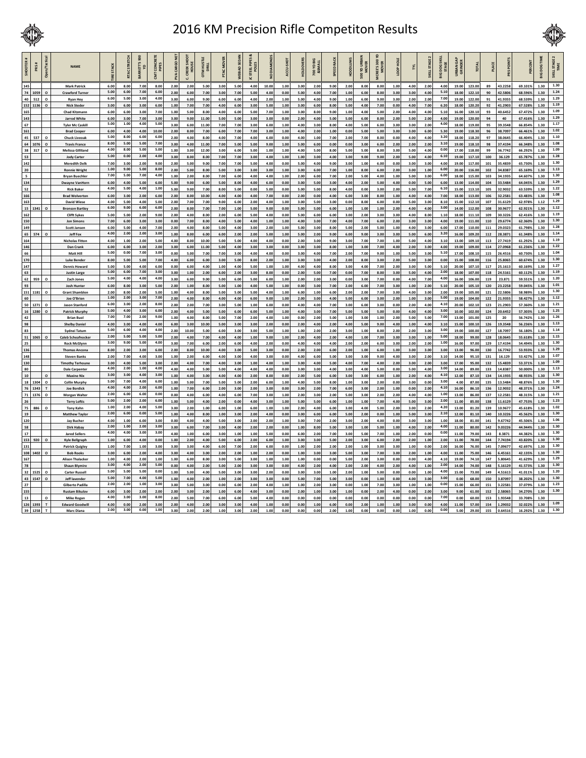# 2016 KM Precision Rifle Competiton Results

| SHOOTER # | PRS # | Open/Tactical | NAME | TIRE STACK | RTAC STRETCH | BARRETT'S 900 YD | CMT CONCRETE PIPES | PVA CARGO NET | C. CREEK SHOOT HOUSE | OTM HUSTLE DRILL | PTAC MOVER | WEBB AD SEDAN | JC STEEL PIPES & POLES | NO DIAMONDS | ACCU-SHOT | HOLDOVERS | 700 YD BIG & SMALL | SPEED RACK | HOODLUMS | 500 YD URBAN MOVER | MCREE'S 300 YD MOVER | LOOP HOLE | TYL | SKILL STAGE 2 | BIG DOG SKILL STAGE | URBAN GAP GRINDER | TOTAL | PLACE | PRS POINTS | PERCENT | BIG DOG TIME | SKILL STAGE 2 TIME |
|---|---|---|---|---|---|---|---|---|---|---|---|---|---|---|---|---|---|---|---|---|---|---|---|---|---|---|---|---|---|---|---|---|
| 145 | | | Mark Patrick | 6.00 | 8.00 | 7.00 | 8.00 | 2.00 | 2.00 | 5.00 | 3.00 | 5.00 | 4.00 | 10.00 | 1.00 | 3.00 | 2.00 | 9.00 | 2.00 | 8.00 | 8.00 | 1.00 | 4.00 | 2.00 | 4.00 | 19.00 | 123.00 | 89 | 43.2258 | 69.101% | 1.30 | 1.30 |
| 74 | 1059 | O | Crawford Turner | 5.00 | 6.00 | 7.00 | 6.00 | 2.00 | 6.00 | 7.00 | 3.00 | 7.00 | 5.00 | 4.00 | 0.00 | 5.00 | 4.00 | 7.00 | 1.00 | 6.00 | 8.00 | 3.00 | 3.00 | 4.00 | 5.10 | 18.00 | 122.10 | 90 | 42.5806 | 68.596% | 1.30 | 1.24 |
| 40 | 512 | O | Ryan Hey | 6.00 | 5.00 | 3.00 | 4.00 | 3.00 | 6.00 | 9.00 | 6.00 | 6.00 | 4.00 | 2.00 | 1.00 | 5.00 | 4.00 | 9.00 | 1.00 | 6.00 | 9.00 | 3.00 | 2.00 | 2.00 | 7.00 | 19.00 | 122.00 | 91 | 41.9355 | 68.539% | 1.30 | 1.29 |
| 152 | 1136 | O | Nick Steder | 3.00 | 6.00 | 3.00 | 6.00 | 1.00 | 7.00 | 7.00 | 4.00 | 6.00 | 3.00 | 5.00 | 1.00 | 3.00 | 6.00 | 8.00 | 5.00 | 4.00 | 7.00 | 0.00 | 4.00 | 7.00 | 6.20 | 18.00 | 120.20 | 92 | 41.2903 | 67.528% | 1.30 | 1.19 |
| 165 | | | Chad Kitzmann | 6.00 | 6.00 | 3.00 | 7.00 | 1.00 | 5.00 | 8.00 | 4.00 | 6.00 | 5.00 | 7.00 | 1.00 | 3.00 | 8.00 | 9.00 | 1.00 | 4.00 | 5.00 | 2.00 | 4.00 | 4.00 | 5.10 | 16.00 | 120.10 | 93 | 40.6452 | 67.472% | 1.30 | 1.09 |
| 143 | | | Jarrod White | 6.00 | 3.00 | 7.00 | 3.00 | 3.00 | 9.00 | 11.00 | 5.00 | 5.00 | 3.00 | 3.00 | 0.00 | 2.00 | 4.00 | 5.00 | 5.00 | 6.00 | 8.00 | 2.00 | 5.00 | 2.00 | 4.00 | 19.00 | 120.00 | 94 | 40 | 67.416% | 1.30 | 1.29 |
| 67 | | | Tyler Mc Caskill | 5.00 | 1.00 | 4.00 | 5.00 | 3.00 | 6.00 | 11.00 | 7.00 | 7.00 | 3.00 | 6.00 | 1.00 | 4.00 | 3.00 | 8.00 | 4.00 | 5.00 | 6.00 | 3.00 | 3.00 | 2.00 | 4.00 | 18.00 | 119.00 | 95 | 39.3548 | 66.854% | 1.30 | 1.17 |
| 161 | | | Brad Cooper | 6.00 | 4.00 | 4.00 | 10.00 | 2.00 | 8.00 | 7.00 | 6.00 | 7.00 | 7.00 | 3.00 | 1.00 | 4.00 | 2.00 | 1.00 | 0.00 | 5.00 | 5.00 | 3.00 | 3.00 | 6.00 | 5.30 | 19.00 | 118.30 | 96 | 38.7097 | 66.461% | 1.30 | 1.02 |
| 45 | 537 | O | Chuck Liveoak | 5.00 | 8.00 | 6.00 | 6.00 | 2.00 | 4.00 | 8.00 | 4.00 | 7.00 | 4.00 | 6.00 | 0.00 | 4.00 | 1.00 | 7.00 | 2.00 | 7.00 | 8.00 | 0.00 | 4.00 | 4.00 | 3.20 | 18.00 | 118.20 | 97 | 38.0645 | 66.404% | 1.30 | 1.10 |
| 64 | 1076 | O | Travis France | 8.00 | 5.00 | 5.00 | 7.00 | 3.00 | 4.00 | 11.00 | 7.00 | 5.00 | 5.00 | 9.00 | 1.00 | 5.00 | 6.00 | 0.00 | 0.00 | 3.00 | 6.00 | 2.00 | 2.00 | 2.00 | 3.10 | 19.00 | 118.10 | 98 | 37.4194 | 66.348% | 1.30 | 1.08 |
| 38 | 317 | O | Melissa Gilliland | 4.00 | 8.00 | 5.00 | 5.00 | 1.00 | 3.00 | 12.00 | 3.00 | 6.00 | 5.00 | 1.00 | 1.00 | 4.00 | 5.00 | 8.00 | 5.00 | 5.00 | 8.00 | 3.00 | 5.00 | 4.00 | 0.00 | 17.00 | 118.00 | 99 | 36.7742 | 66.292% | 1.30 | 1.09 |
| 53 | | | Jody Carter | 5.00 | 0.00 | 2.00 | 4.00 | 3.00 | 8.00 | 8.00 | 7.00 | 7.00 | 3.00 | 4.00 | 1.00 | 1.00 | 3.00 | 4.00 | 3.00 | 9.00 | 9.00 | 2.00 | 5.00 | 4.00 | 6.10 | 19.00 | 117.10 | 100 | 36.129 | 65.787% | 1.30 | 1.28 |
| 142 | | | Meredith Delk | 7.00 | 3.00 | 2.00 | 9.00 | 2.00 | 5.00 | 9.00 | 7.00 | 7.00 | 5.00 | 4.00 | 0.00 | 5.00 | 4.00 | 9.00 | 3.00 | 1.00 | 6.00 | 0.00 | 3.00 | 3.00 | 4.00 | 19.00 | 117.00 | 101 | 35.4839 | 65.730% | 1.30 | 1.30 |
| 20 | | | Ronnie Wright | 1.00 | 9.00 | 5.00 | 8.00 | 2.00 | 5.00 | 8.00 | 5.00 | 3.00 | 3.00 | 3.00 | 1.00 | 3.00 | 6.00 | 7.00 | 1.00 | 8.00 | 6.00 | 2.00 | 3.00 | 1.00 | 6.00 | 20.00 | 116.00 | 102 | 34.8387 | 65.169% | 1.30 | 1.13 |
| 5 | | | Bryan Buechler | 7.00 | 5.00 | 7.00 | 4.00 | 1.00 | 2.00 | 8.00 | 7.00 | 6.00 | 4.00 | 4.00 | 1.00 | 2.00 | 6.00 | 7.00 | 2.00 | 5.00 | 4.00 | 1.00 | 5.00 | 3.00 | 6.00 | 18.00 | 115.00 | 103 | 34.1935 | 64.607% | 1.30 | 1.30 |
| 134 | | | Dwayne VanHorn | 6.00 | 4.00 | 5.00 | 6.00 | 5.00 | 9.00 | 6.00 | 5.00 | 8.00 | 4.00 | 6.00 | 0.00 | 3.00 | 5.00 | 3.00 | 4.00 | 2.00 | 5.00 | 4.00 | 0.00 | 5.00 | 6.00 | 13.00 | 114.00 | 104 | 33.5484 | 64.045% | 1.30 | 1.29 |
| 52 | | | Rick Baker | 4.00 | 5.00 | 4.00 | 1.00 | 5.00 | 9.00 | 7.00 | 8.00 | 5.00 | 0.00 | 5.00 | 0.00 | 5.00 | 5.00 | 8.00 | 4.00 | 0.00 | 3.00 | 2.00 | 5.00 | 7.00 | 6.10 | 15.00 | 113.10 | 105 | 32.9032 | 63.539% | 1.30 | 1.22 |
| 166 | | | Brad Wolverton | 6.00 | 3.00 | 2.00 | 6.00 | 2.00 | 8.00 | 10.00 | 4.00 | 4.00 | 4.00 | 7.00 | 0.00 | 2.00 | 0.00 | 4.00 | 6.00 | 3.00 | 8.00 | 1.00 | 4.00 | 4.00 | 7.00 | 18.00 | 113.00 | 106 | 32.2581 | 63.483% | 1.30 | 1.08 |
| 163 | | | David Wiese | 4.00 | 5.00 | 4.00 | 5.00 | 2.00 | 7.00 | 7.00 | 9.00 | 6.00 | 2.00 | 4.00 | 1.00 | 3.00 | 5.00 | 3.00 | 0.00 | 8.00 | 6.00 | 0.00 | 5.00 | 3.00 | 8.10 | 15.00 | 112.10 | 107 | 31.6129 | 62.978% | 1.12 | 1.29 |
| 15 | 1341 | O | Bronson Bartley | 6.00 | 9.00 | 6.00 | 6.00 | 2.00 | 8.00 | 7.00 | 7.00 | 1.00 | 5.00 | 9.00 | 0.00 | 5.00 | 5.00 | 6.00 | 1.00 | 1.00 | 1.00 | 2.00 | 4.00 | 4.00 | 3.00 | 14.00 | 112.00 | 108 | 30.9677 | 62.921% | 1.30 | 1.12 |
| 162 | | | Clifft Sykes | 5.00 | 5.00 | 2.00 | 9.00 | 2.00 | 4.00 | 8.00 | 2.00 | 6.00 | 5.00 | 4.00 | 0.00 | 5.00 | 6.00 | 6.00 | 3.00 | 2.00 | 3.00 | 3.00 | 4.00 | 8.00 | 1.10 | 18.00 | 111.10 | 109 | 30.3226 | 62.416% | 1.30 | 1.19 |
| 150 | | | Jon Simons | 7.00 | 6.00 | 3.00 | 3.00 | 0.00 | 7.00 | 8.00 | 4.00 | 5.00 | 4.00 | 1.00 | 1.00 | 4.00 | 3.00 | 7.00 | 4.00 | 7.00 | 6.00 | 2.00 | 3.00 | 3.00 | 4.00 | 19.00 | 111.00 | 110 | 29.6774 | 62.360% | 1.30 | 1.30 |
| 149 | | | Scott Jansen | 6.00 | 5.00 | 4.00 | 7.00 | 2.00 | 4.00 | 8.00 | 5.00 | 4.00 | 3.00 | 2.00 | 1.00 | 5.00 | 3.00 | 8.00 | 5.00 | 2.00 | 5.00 | 1.00 | 4.00 | 3.00 | 6.00 | 17.00 | 110.00 | 111 | 29.0323 | 61.798% | 1.30 | 1.28 |
| 65 | 574 | O | Jeff Fox | 4.00 | 2.00 | 2.00 | 3.00 | 1.00 | 8.00 | 6.00 | 6.00 | 2.00 | 2.00 | 5.00 | 1.00 | 5.00 | 2.00 | 9.00 | 6.00 | 9.00 | 3.00 | 3.00 | 5.00 | 6.00 | 3.20 | 16.00 | 109.20 | 112 | 28.3871 | 61.348% | 1.30 | 1.14 |
| 164 | | | Nicholas Fitton | 4.00 | 1.00 | 2.00 | 5.00 | 4.00 | 8.00 | 10.00 | 5.00 | 5.00 | 4.00 | 4.00 | 0.00 | 2.00 | 3.00 | 9.00 | 3.00 | 7.00 | 7.00 | 1.00 | 5.00 | 4.00 | 3.10 | 13.00 | 109.10 | 113 | 27.7419 | 61.292% | 1.30 | 1.19 |
| 146 | | | Dan Crank | 6.00 | 6.00 | 3.00 | 2.00 | 3.00 | 6.00 | 11.00 | 5.00 | 4.00 | 3.00 | 3.00 | 0.00 | 3.00 | 3.00 | 8.00 | 1.00 | 3.00 | 7.00 | 4.00 | 2.00 | 3.00 | 4.00 | 19.00 | 109.00 | 114 | 27.0968 | 61.236% | 1.30 | 1.22 |
| 66 | | | Matt Hill | 5.00 | 0.00 | 7.00 | 3.00 | 0.00 | 5.00 | 7.00 | 7.00 | 3.00 | 4.00 | 4.00 | 0.00 | 3.00 | 4.00 | 7.00 | 2.00 | 7.00 | 9.00 | 1.00 | 5.00 | 3.00 | 5.10 | 17.00 | 108.10 | 115 | 26.4516 | 60.730% | 1.30 | 1.04 |
| 170 | | | Luke Bender | 8.00 | 5.00 | 5.00 | 7.00 | 4.00 | 6.00 | 6.00 | 3.00 | 5.00 | 8.00 | 2.00 | 1.00 | 3.00 | 3.00 | 4.00 | 2.00 | 8.00 | 3.00 | 2.00 | 5.00 | 3.00 | 0.00 | 15.00 | 108.00 | 116 | 25.8065 | 60.674% | 1.30 | 1.30 |
| 147 | | | Dennis Howard | 5.00 | 5.00 | 4.00 | 6.00 | 0.00 | 6.00 | 4.00 | 1.00 | 4.00 | 5.00 | 1.00 | 1.00 | 4.00 | 4.00 | 8.00 | 3.00 | 4.00 | 7.00 | 2.00 | 3.00 | 5.00 | 5.10 | 20.00 | 107.10 | 117 | 25.1613 | 60.169% | 1.30 | 1.27 |
| 63 | | | Justin Large | 5.00 | 6.00 | 7.00 | 3.00 | 3.00 | 1.00 | 2.00 | 6.00 | 2.00 | 3.00 | 8.00 | 0.00 | 2.00 | 5.00 | 7.00 | 0.00 | 7.00 | 8.00 | 3.00 | 5.00 | 4.00 | 2.00 | 18.00 | 107.00 | 118 | 24.5161 | 60.112% | 1.30 | 1.19 |
| 62 | 959 | O | Zach Jones | 5.00 | 4.00 | 4.00 | 4.00 | 3.00 | 6.00 | 9.00 | 5.00 | 6.00 | 5.00 | 6.00 | 1.00 | 2.00 | 2.00 | 3.00 | 0.00 | 3.00 | 7.00 | 0.00 | 4.00 | 7.00 | 4.00 | 16.00 | 106.00 | 119 | 23.871 | 59.551% | 1.30 | 1.20 |
| 93 | | | Josh Hunter | 6.00 | 8.00 | 3.00 | 5.00 | 2.00 | 1.00 | 8.00 | 5.00 | 1.00 | 4.00 | 5.00 | 1.00 | 0.00 | 3.00 | 7.00 | 2.00 | 6.00 | 7.00 | 3.00 | 1.00 | 2.00 | 5.10 | 20.00 | 105.10 | 120 | 23.2258 | 59.045% | 1.30 | 1.01 |
| 151 | 1181 | O | Grant Shamblen | 2.00 | 8.00 | 2.00 | 5.00 | 1.00 | 4.00 | 8.00 | 5.00 | 5.00 | 5.00 | 4.00 | 1.00 | 6.00 | 1.00 | 6.00 | 2.00 | 2.00 | 7.00 | 3.00 | 4.00 | 3.00 | 2.00 | 19.00 | 105.00 | 121 | 22.5806 | 58.989% | 1.30 | 1.30 |
| 60 | | | Joe O'Brien | 1.00 | 2.00 | 3.00 | 7.00 | 2.00 | 4.00 | 8.00 | 4.00 | 4.00 | 6.00 | 9.00 | 1.00 | 2.00 | 3.00 | 4.00 | 5.00 | 6.00 | 3.00 | 2.00 | 1.00 | 3.00 | 5.00 | 19.00 | 104.00 | 122 | 21.9355 | 58.427% | 1.30 | 1.12 |
| 50 | 1271 | O | Jason Stanford | 6.00 | 3.00 | 2.00 | 8.00 | 2.00 | 2.00 | 7.00 | 3.00 | 5.00 | 1.00 | 6.00 | 0.00 | 4.00 | 4.00 | 7.00 | 3.00 | 6.00 | 3.00 | 0.00 | 2.00 | 4.00 | 4.10 | 20.00 | 102.10 | 123 | 21.2903 | 57.360% | 1.30 | 1.21 |
| 16 | 1280 | O | Patrick Murphy | 5.00 | 4.00 | 3.00 | 6.00 | 2.00 | 4.00 | 5.00 | 5.00 | 6.00 | 6.00 | 5.00 | 1.00 | 4.00 | 3.00 | 7.00 | 5.00 | 5.00 | 5.00 | 0.00 | 4.00 | 4.00 | 3.00 | 10.00 | 102.00 | 124 | 20.6452 | 57.303% | 1.30 | 1.25 |
| 42 | | | Brian Buol | 7.00 | 7.00 | 2.00 | 9.00 | 1.00 | 4.00 | 8.00 | 5.00 | 7.00 | 2.00 | 4.00 | 1.00 | 0.00 | 2.00 | 5.00 | 1.00 | 3.00 | 1.00 | 2.00 | 5.00 | 5.00 | 7.00 | 13.00 | 101.00 | 125 | 20 | 56.742% | 1.30 | 1.26 |
| 98 | | | Shelby Daniel | 4.00 | 3.00 | 4.00 | 4.00 | 6.00 | 3.00 | 10.00 | 5.00 | 3.00 | 3.00 | 2.00 | 0.00 | 2.00 | 4.00 | 2.00 | 4.00 | 5.00 | 9.00 | 4.00 | 1.00 | 4.00 | 3.10 | 15.00 | 100.10 | 126 | 19.3548 | 56.236% | 1.30 | 1.13 |
| 83 | | | Sydnei Tatum | 5.00 | 6.00 | 4.00 | 4.00 | 2.00 | 10.00 | 5.00 | 6.00 | 3.00 | 3.00 | 5.00 | 1.00 | 1.00 | 2.00 | 2.00 | 3.00 | 1.00 | 8.00 | 2.00 | 2.00 | 3.00 | 3.00 | 19.00 | 100.00 | 127 | 18.7097 | 56.180% | 1.30 | 1.14 |
| 51 | 1065 | O | Caleb Scheafnocker | 2.00 | 5.00 | 5.00 | 5.00 | 2.00 | 4.00 | 7.00 | 4.00 | 4.00 | 1.00 | 9.00 | 1.00 | 2.00 | 4.00 | 2.00 | 4.00 | 1.00 | 7.00 | 3.00 | 3.00 | 1.00 | 5.00 | 18.00 | 99.00 | 128 | 18.0645 | 55.618% | 1.30 | 1.15 |
| 25 | | | Rock McGlynn | 3.00 | 9.00 | 5.00 | 4.00 | 3.00 | 7.00 | 6.00 | 2.00 | 6.00 | 4.00 | 2.00 | 0.00 | 4.00 | 4.00 | 4.00 | 2.00 | 2.00 | 6.00 | 3.00 | 2.00 | 2.00 | 1.00 | 16.00 | 97.00 | 129 | 17.4194 | 54.494% | 1.30 | 1.30 |
| 136 | | | Thomas Ancona | 8.00 | 2.00 | 3.00 | 6.00 | 2.00 | 8.00 | 10.00 | 4.00 | 3.00 | 5.00 | 3.00 | 0.00 | 2.00 | 2.00 | 6.00 | 2.00 | 1.00 | 6.00 | 1.00 | 3.00 | 3.00 | 3.00 | 13.00 | 96.00 | 130 | 16.7742 | 53.933% | 1.30 | 1.29 |
| 148 | | | Steven Banks | 2.00 | 7.00 | 4.00 | 3.00 | 1.00 | 2.00 | 6.00 | 4.00 | 3.00 | 4.00 | 3.00 | 0.00 | 4.00 | 6.00 | 5.00 | 3.00 | 3.00 | 9.00 | 4.00 | 3.00 | 2.00 | 3.10 | 14.00 | 95.10 | 131 | 16.129 | 53.427% | 1.30 | 1.07 |
| 130 | | | Timothy Terhoune | 3.00 | 4.00 | 5.00 | 3.00 | 2.00 | 4.00 | 7.00 | 4.00 | 3.00 | 1.00 | 4.00 | 1.00 | 3.00 | 4.00 | 5.00 | 4.00 | 7.00 | 4.00 | 2.00 | 3.00 | 2.00 | 3.00 | 17.00 | 95.00 | 132 | 15.4839 | 53.371% | 1.30 | 1.09 |
| 80 | | | Dale Carpenter | 4.00 | 2.00 | 1.00 | 4.00 | 4.00 | 4.00 | 5.00 | 5.00 | 4.00 | 4.00 | 4.00 | 0.00 | 3.00 | 3.00 | 4.00 | 3.00 | 4.00 | 5.00 | 0.00 | 5.00 | 4.00 | 3.00 | 14.00 | 89.00 | 133 | 14.8387 | 50.000% | 1.30 | 1.13 |
| 10 | | O | Maxine Nix | 3.00 | 3.00 | 4.00 | 3.00 | 1.00 | 4.00 | 3.00 | 4.00 | 4.00 | 2.00 | 8.00 | 0.00 | 2.00 | 5.00 | 6.00 | 3.00 | 3.00 | 6.00 | 1.00 | 2.00 | 4.00 | 4.10 | 12.00 | 87.10 | 134 | 14.1935 | 48.933% | 1.30 | 1.30 |
| 18 | 1304 | O | Collin Murphy | 5.00 | 7.00 | 4.00 | 6.00 | 1.00 | 5.00 | 7.00 | 5.00 | 5.00 | 2.00 | 6.00 | 1.00 | 4.00 | 5.00 | 8.00 | 1.00 | 3.00 | 2.00 | 0.00 | 3.00 | 0.00 | 3.00 | 4.00 | 87.00 | 135 | 13.5484 | 48.876% | 1.30 | 1.30 |
| 76 | 1343 | T | Joe Bordick | 4.00 | 4.00 | 2.00 | 6.00 | 1.00 | 7.00 | 6.00 | 2.00 | 3.00 | 2.00 | 3.00 | 0.00 | 3.00 | 2.00 | 7.00 | 6.00 | 3.00 | 2.00 | 1.00 | 0.00 | 2.00 | 4.10 | 16.00 | 86.10 | 136 | 12.9032 | 48.371% | 1.30 | 1.24 |
| 71 | 1376 | O | Morgan Walter | 2.00 | 6.00 | 6.00 | 0.00 | 0.00 | 4.00 | 6.00 | 4.00 | 6.00 | 7.00 | 3.00 | 1.00 | 2.00 | 3.00 | 2.00 | 5.00 | 3.00 | 2.00 | 2.00 | 4.00 | 4.00 | 1.00 | 13.00 | 86.00 | 137 | 12.2581 | 48.315% | 1.30 | 1.21 |
| 26 | | | Terry Loftis | 5.00 | 2.00 | 2.00 | 6.00 | 1.00 | 5.00 | 4.00 | 2.00 | 0.00 | 4.00 | 3.00 | 1.00 | 5.00 | 5.00 | 6.00 | 1.00 | 1.00 | 7.00 | 4.00 | 5.00 | 3.00 | 2.00 | 11.00 | 85.00 | 138 | 11.6129 | 47.753% | 1.30 | 1.23 |
| 75 | 886 | O | Tony Kahn | 1.00 | 2.00 | 4.00 | 5.00 | 3.00 | 2.00 | 1.00 | 6.00 | 1.00 | 6.00 | 1.00 | 1.00 | 2.00 | 4.00 | 6.00 | 3.00 | 4.00 | 5.00 | 2.00 | 3.00 | 2.00 | 4.20 | 13.00 | 81.20 | 139 | 10.9677 | 45.618% | 1.30 | 1.02 |
| 19 | | | Matthew Taylor | 2.00 | 6.00 | 0.00 | 5.00 | 1.00 | 4.00 | 8.00 | 1.00 | 3.00 | 2.00 | 4.00 | 0.00 | 3.00 | 6.00 | 6.00 | 5.00 | 2.00 | 0.00 | 1.00 | 5.00 | 3.00 | 2.10 | 12.00 | 81.10 | 140 | 10.3226 | 45.562% | 1.30 | 1.30 |
| 120 | | | Jay Bucher | 4.00 | 1.00 | 6.00 | 3.00 | 0.00 | 4.00 | 4.00 | 5.00 | 3.00 | 2.00 | 2.00 | 1.00 | 3.00 | 7.00 | 2.00 | 3.00 | 2.00 | 4.00 | 0.00 | 3.00 | 3.00 | 1.00 | 18.00 | 81.00 | 141 | 9.67742 | 45.506% | 1.30 | 1.06 |
| 58 | | | Dirk Habay | 2.00 | 1.00 | 2.00 | 3.00 | 3.00 | 6.00 | 7.00 | 3.00 | 4.00 | 2.00 | 2.00 | 0.00 | 1.00 | 8.00 | 5.00 | 3.00 | 1.00 | 5.00 | 1.00 | 4.00 | 2.00 | 4.00 | 11.00 | 80.00 | 142 | 9.03226 | 44.944% | 1.30 | 1.30 |
| 17 | | | Jared Sellers | 4.00 | 4.00 | 3.00 | 3.00 | 4.00 | 1.00 | 6.00 | 3.00 | 1.00 | 1.00 | 5.00 | 0.00 | 6.00 | 2.00 | 7.00 | 3.00 | 5.00 | 7.00 | 1.00 | 2.00 | 0.00 | 0.00 | 11.00 | 79.00 | 143 | 8.3871 | 44.382% | 1.30 | 1.30 |
| 153 | 920 | O | Kyle Bellgraph | 1.00 | 6.00 | 4.00 | 0.00 | 1.00 | 2.00 | 4.00 | 5.00 | 6.00 | 2.00 | 6.00 | 1.00 | 3.00 | 3.00 | 5.00 | 2.00 | 3.00 | 6.00 | 2.00 | 2.00 | 1.00 | 2.00 | 11.00 | 78.00 | 144 | 7.74194 | 43.820% | 1.30 | 1.30 |
| 131 | | | Patrick Quigley | 1.00 | 7.00 | 1.00 | 3.00 | 3.00 | 3.00 | 4.00 | 6.00 | 7.00 | 2.00 | 6.00 | 0.00 | 1.00 | 2.00 | 2.00 | 2.00 | 1.00 | 3.00 | 3.00 | 1.00 | 0.00 | 2.00 | 16.00 | 76.00 | 145 | 7.09677 | 42.697% | 1.30 | 1.30 |
| 108 | 1402 | O | Bob Rooks | 3.00 | 6.00 | 2.00 | 4.00 | 3.00 | 4.00 | 3.00 | 2.00 | 2.00 | 1.00 | 2.00 | 0.00 | 1.00 | 3.00 | 3.00 | 5.00 | 3.00 | 7.00 | 3.00 | 2.00 | 1.00 | 4.00 | 11.00 | 75.00 | 146 | 6.45161 | 42.135% | 1.30 | 1.30 |
| 167 | | | Alison Thalacker | 1.00 | 4.00 | 2.00 | 1.00 | 1.00 | 6.00 | 8.00 | 3.00 | 5.00 | 3.00 | 1.00 | 1.00 | 1.00 | 0.00 | 0.00 | 5.00 | 2.00 | 3.00 | 0.00 | 0.00 | 4.00 | 4.10 | 19.00 | 74.10 | 147 | 5.80645 | 41.629% | 1.30 | 1.29 |
| 78 | | | Shaun Blymire | 3.00 | 4.00 | 2.00 | 5.00 | 0.00 | 4.00 | 2.00 | 5.00 | 2.00 | 3.00 | 3.00 | 0.00 | 4.00 | 2.00 | 4.00 | 2.00 | 2.00 | 4.00 | 2.00 | 4.00 | 1.00 | 2.00 | 14.00 | 74.00 | 148 | 5.16129 | 41.573% | 1.30 | 1.30 |
| 32 | 1525 | O | Carter Russell | 5.00 | 5.00 | 5.00 | 0.00 | 1.00 | 5.00 | 4.00 | 5.00 | 3.00 | 2.00 | 3.00 | 0.00 | 3.00 | 3.00 | 1.00 | 2.00 | 1.00 | 5.00 | 0.00 | 0.00 | 1.00 | 4.00 | 15.00 | 73.00 | 149 | 4.51613 | 41.011% | 1.30 | 1.20 |
| 43 | 1547 | O | Jeff lavender | 5.00 | 7.00 | 4.00 | 5.00 | 1.00 | 4.00 | 2.00 | 1.00 | 2.00 | 3.00 | 3.00 | 0.00 | 5.00 | 7.00 | 5.00 | 3.00 | 0.00 | 1.00 | 0.00 | 4.00 | 3.00 | 3.00 | 0.00 | 68.00 | 150 | 3.87097 | 38.202% | 1.30 | 1.30 |
| 27 | | | Gilberto Padilla | 2.00 | 2.00 | 1.00 | 3.00 | 3.00 | 5.00 | 3.00 | 0.00 | 6.00 | 2.00 | 4.00 | 1.00 | 1.00 | 2.00 | 2.00 | 3.00 | 0.00 | 7.00 | 3.00 | 1.00 | 3.00 | 0.00 | 15.00 | 66.00 | 151 | 3.22581 | 37.079% | 1.30 | 1.23 |
| 155 | | | Rustam Bikulov | 6.00 | 3.00 | 2.00 | 2.00 | 2.00 | 3.00 | 2.00 | 1.00 | 6.00 | 4.00 | 3.00 | 0.00 | 2.00 | 1.00 | 3.00 | 1.00 | 0.00 | 2.00 | 4.00 | 0.00 | 2.00 | 3.00 | 9.00 | 61.00 | 152 | 2.58065 | 34.270% | 1.30 | 1.30 |
| 13 | | O | Mike Rogan | 4.00 | 3.00 | 3.00 | 8.00 | 2.00 | 5.00 | 7.00 | 6.00 | 6.00 | 5.00 | 4.00 | 0.00 | 0.00 | 0.00 | 0.00 | 0.00 | 0.00 | 0.00 | 0.00 | 0.00 | 0.00 | 7.00 | 0.00 | 60.00 | 153 | 1.93548 | 33.708% | 1.30 | |
| 126 | 1393 | T | Edward Goodwill | 4.00 | 0.00 | 2.00 | 3.00 | 2.00 | 4.00 | 2.00 | 3.00 | 3.00 | 4.00 | 1.00 | 0.00 | 0.00 | 1.00 | 6.00 | 0.00 | 2.00 | 1.00 | 1.00 | 3.00 | 0.00 | 4.00 | 11.00 | 57.00 | 154 | 1.29032 | 32.022% | 1.30 | 1.09 |
| 39 | 1258 | T | Marc Diana | 2.00 | 3.00 | 0.00 | 1.00 | 3.00 | 2.00 | 2.00 | 1.00 | 3.00 | 2.00 | 1.00 | 0.00 | 0.00 | 0.00 | 2.00 | 1.00 | 0.00 | 0.00 | 0.00 | 1.00 | 0.00 | 0.00 | 5.00 | 29.00 | 155 | 0.64516 | 16.292% | 1.30 | 1.30 |